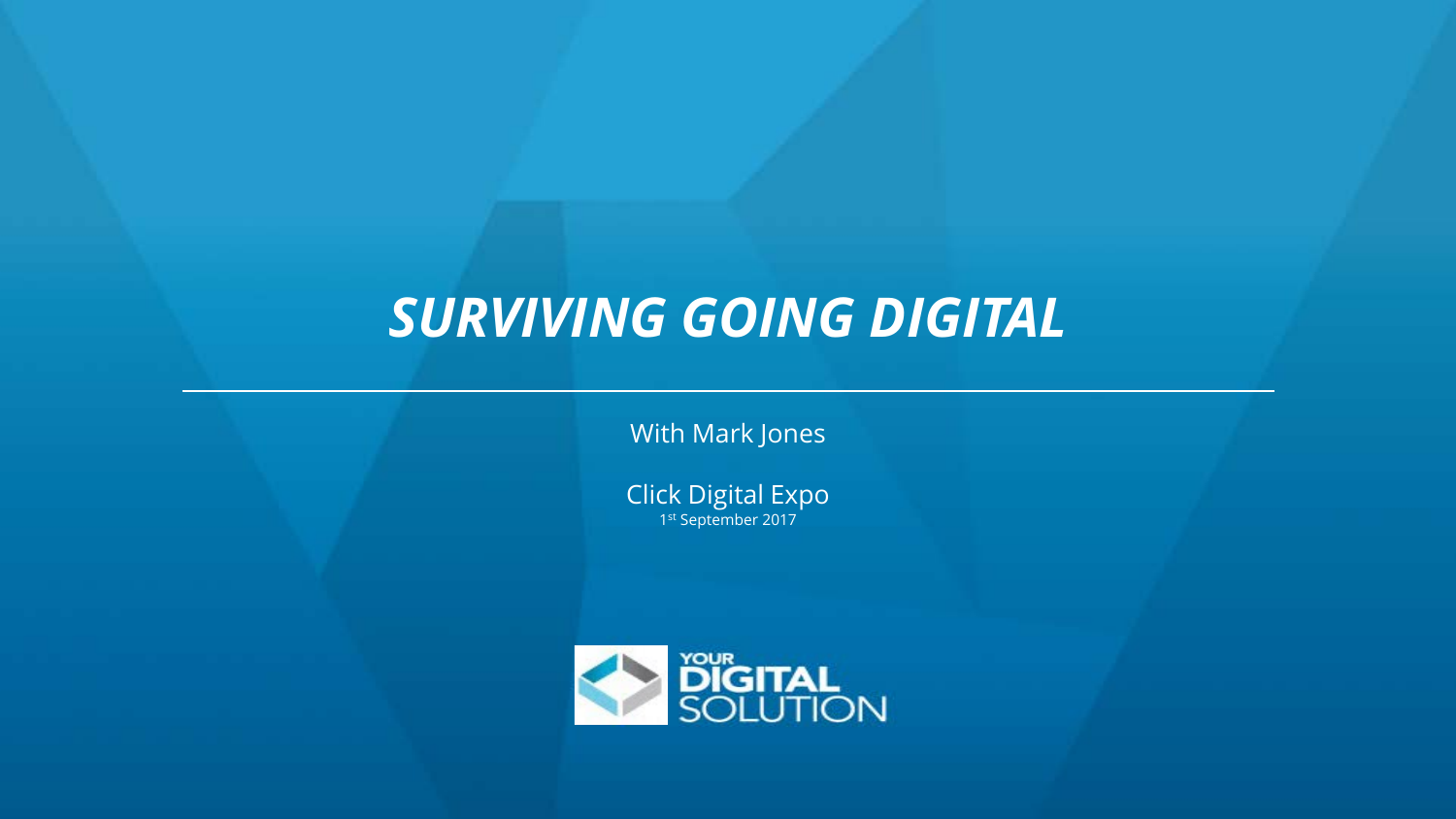# *SURVIVING GOING DIGITAL*

With Mark Jones

Click Digital Expo

1st September 2017

YOUR DIGITAL SOLUTION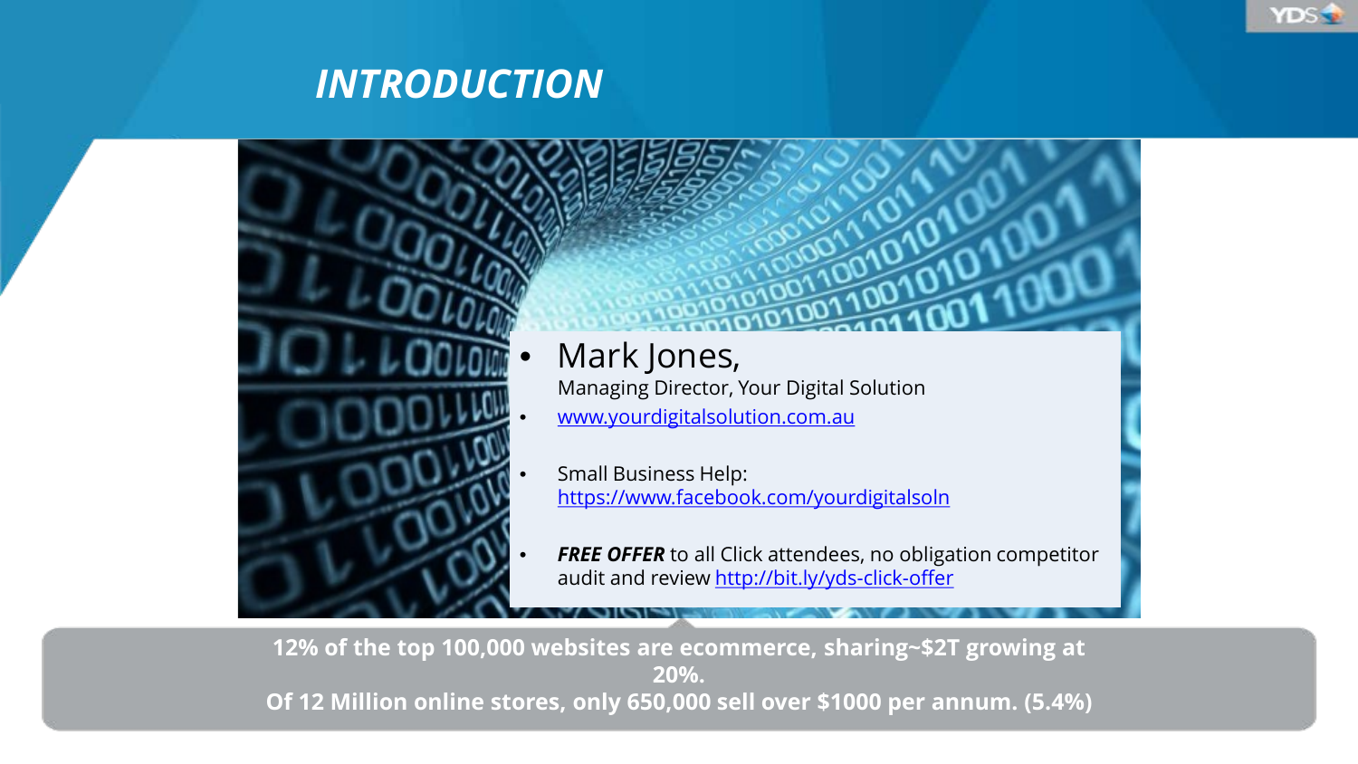# INTRODUCTION

- Mark Jones,
  Managing Director, Your Digital Solution
- www.yourdigitalsolution.com.au
- Small Business Help: https://www.facebook.com/yourdigitalsoln
- ***FREE OFFER*** to all Click attendees, no obligation competitor audit and review http://bit.ly/yds-click-offer

**12% of the top 100,000 websites are ecommerce, sharing~$2T growing at 20%.**
**Of 12 Million online stores, only 650,000 sell over $1000 per annum. (5.4%)**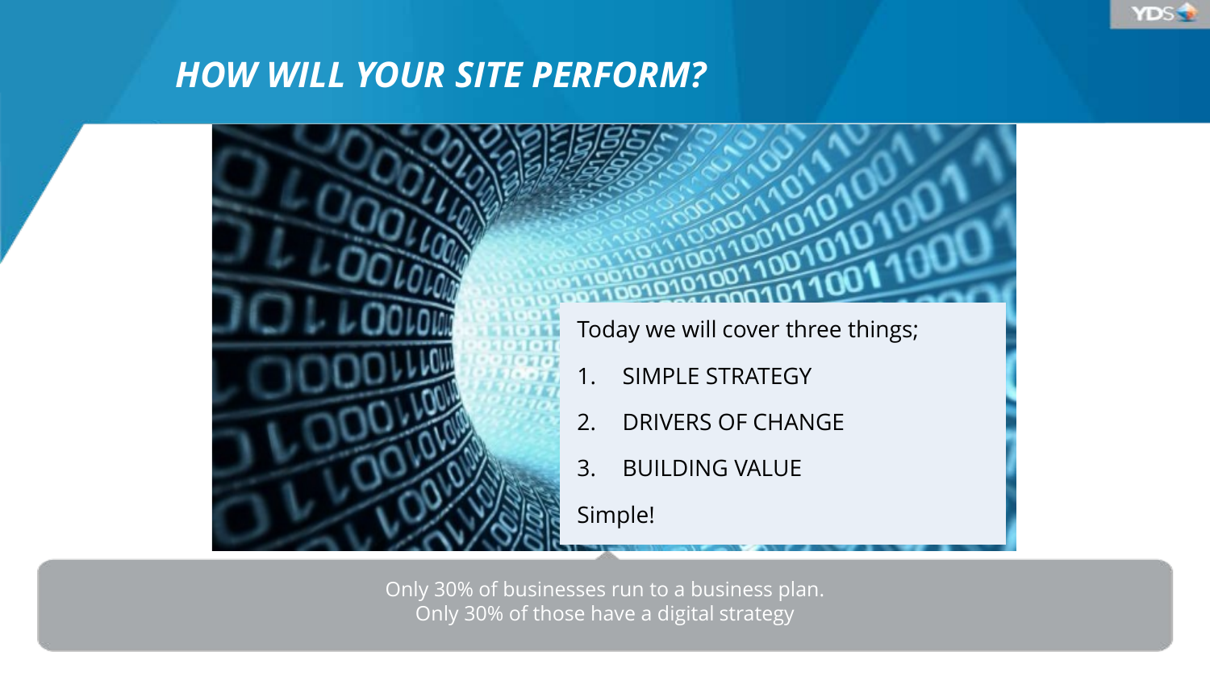# *HOW WILL YOUR SITE PERFORM?*

Today we will cover three things;

1. SIMPLE STRATEGY
2. DRIVERS OF CHANGE
3. BUILDING VALUE

Simple!

Only 30% of businesses run to a business plan.
Only 30% of those have a digital strategy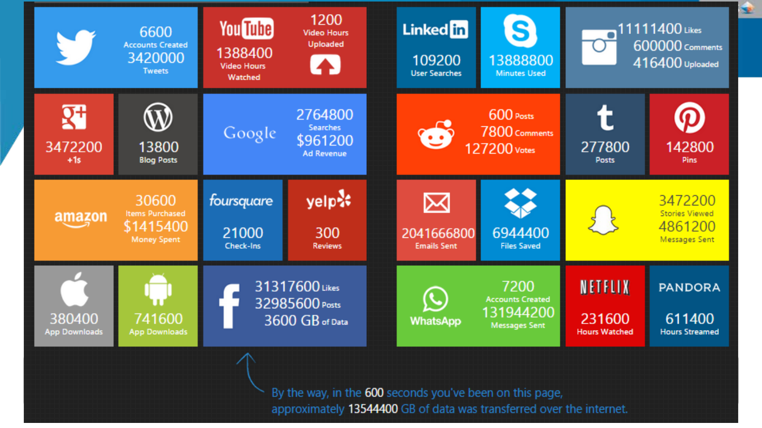Twitter: 6600 Accounts Created; 3420000 Tweets

YouTube: 1200 Video Hours Uploaded; 1388400 Video Hours Watched

LinkedIn: 109200 User Searches

Skype: 13888800 Minutes Used

Instagram: 11111400 Likes; 600000 Comments; 416400 Uploaded

Google+: 3472200 +1s

WordPress: 13800 Blog Posts

Google: 2764800 Searches; $961200 Ad Revenue

Reddit: 600 Posts; 7800 Comments; 127200 Votes

Tumblr: 277800 Posts

Pinterest: 142800 Pins

amazon: 30600 Items Purchased; $1415400 Money Spent

foursquare: 21000 Check-Ins

yelp: 300 Reviews

Email: 2041666800 Emails Sent

Dropbox: 6944400 Files Saved

Snapchat: 3472200 Stories Viewed; 4861200 Messages Sent

Apple: 380400 App Downloads

Android: 741600 App Downloads

Facebook: 31317600 Likes; 32985600 Posts; 3600 GB of Data

WhatsApp: 7200 Accounts Created; 131944200 Messages Sent

NETFLIX: 231600 Hours Watched

PANDORA: 611400 Hours Streamed

By the way, in the 600 seconds you've been on this page, approximately 13544400 GB of data was transferred over the internet.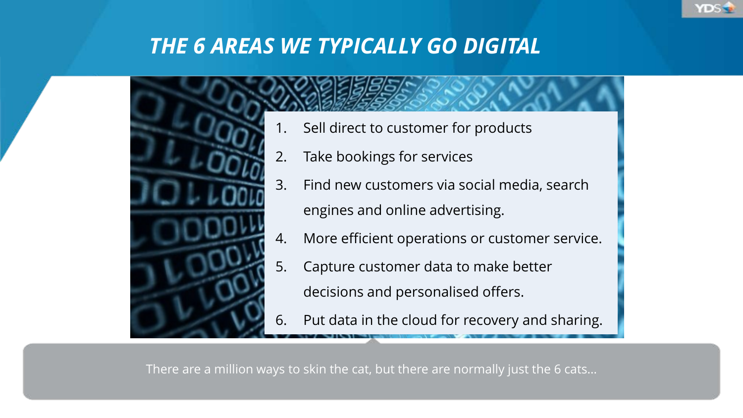# THE 6 AREAS WE TYPICALLY GO DIGITAL

1. Sell direct to customer for products
2. Take bookings for services
3. Find new customers via social media, search engines and online advertising.
4. More efficient operations or customer service.
5. Capture customer data to make better decisions and personalised offers.
6. Put data in the cloud for recovery and sharing.

There are a million ways to skin the cat, but there are normally just the 6 cats…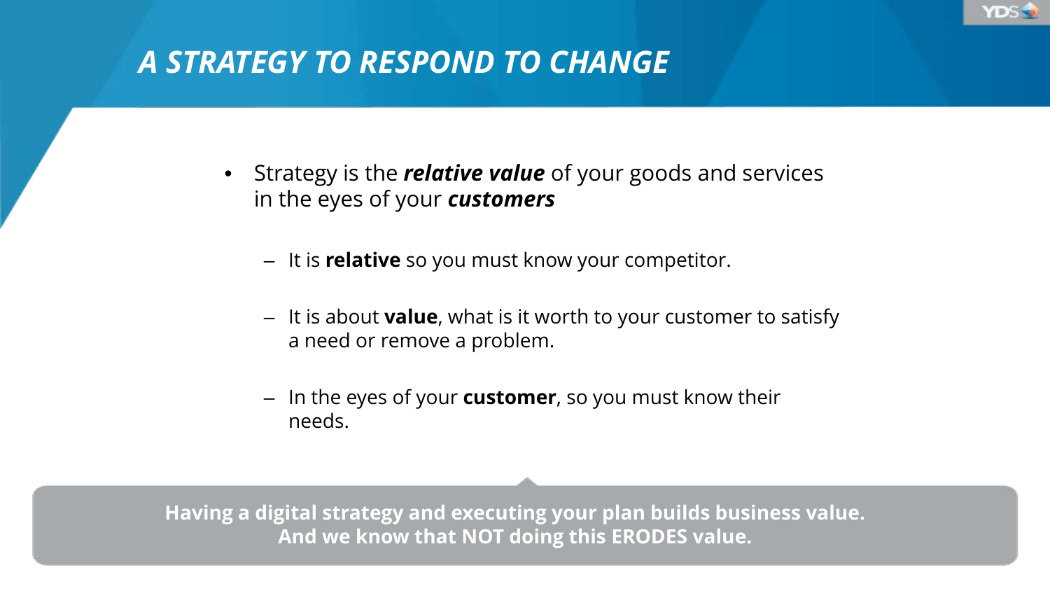# *A STRATEGY TO RESPOND TO CHANGE*

- Strategy is the ***relative value*** of your goods and services in the eyes of your ***customers***
  - It is **relative** so you must know your competitor.
  - It is about **value**, what is it worth to your customer to satisfy a need or remove a problem.
  - In the eyes of your **customer**, so you must know their needs.

**Having a digital strategy and executing your plan builds business value.**
**And we know that NOT doing this ERODES value.**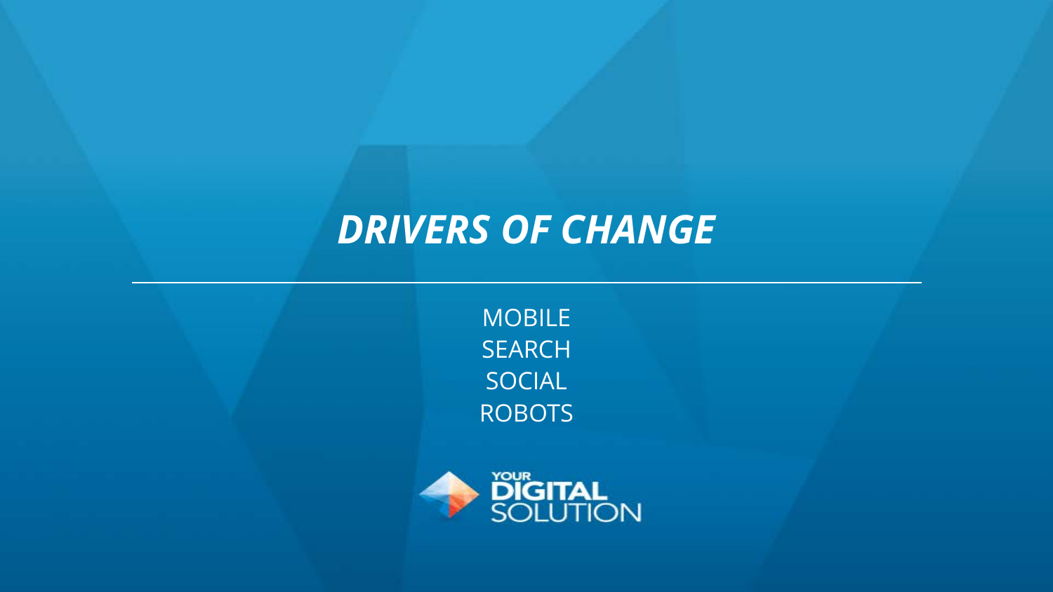# *DRIVERS OF CHANGE*

---

MOBILE
SEARCH
SOCIAL
ROBOTS

YOUR DIGITAL SOLUTION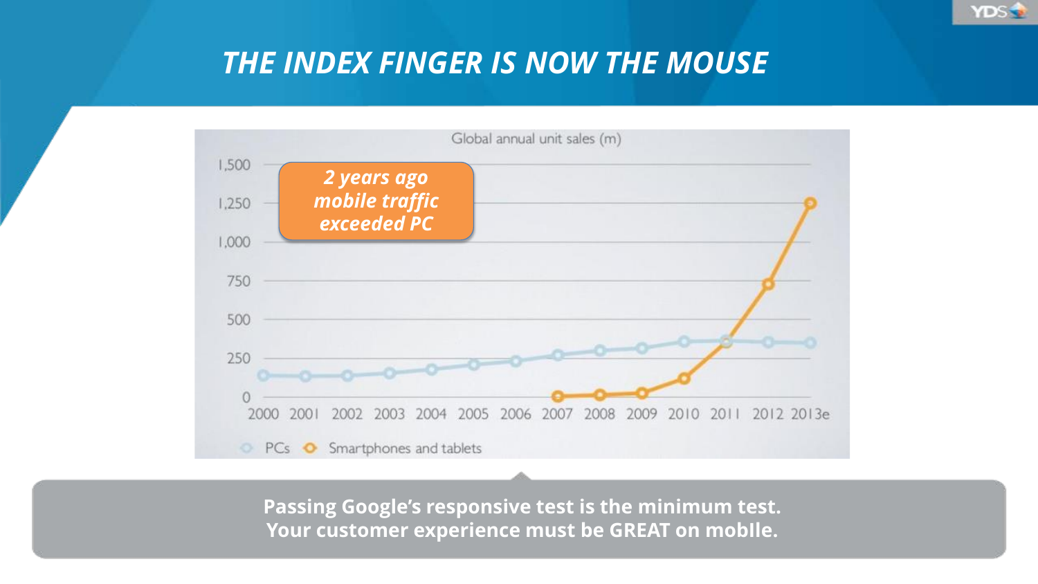# THE INDEX FINGER IS NOW THE MOUSE

Global annual unit sales (m)

*2 years ago mobile traffic exceeded PC*

PCs · Smartphones and tablets

2000 2001 2002 2003 2004 2005 2006 2007 2008 2009 2010 2011 2012 2013e

**Passing Google's responsive test is the minimum test.**
**Your customer experience must be GREAT on mobIle.**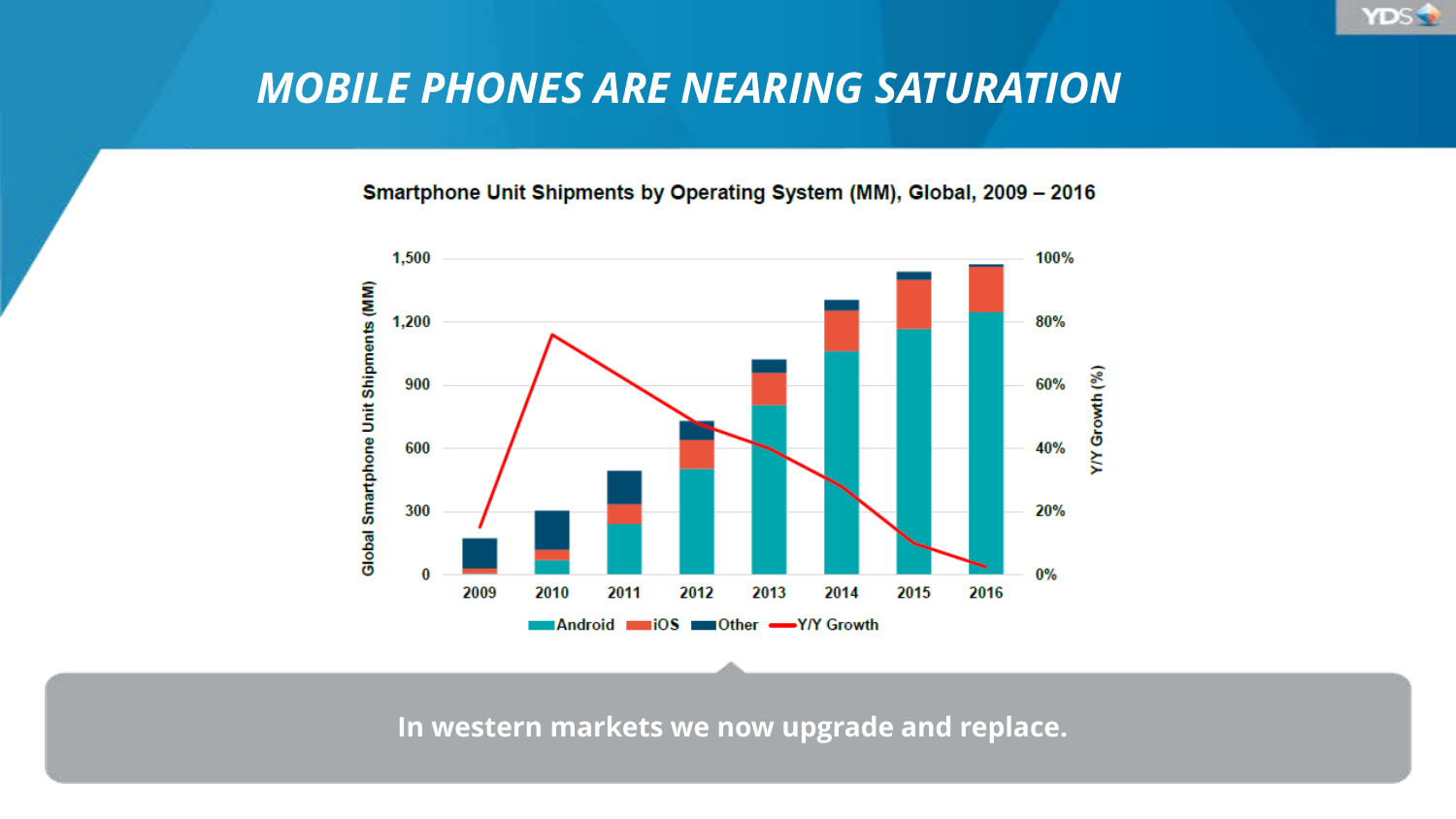# MOBILE PHONES ARE NEARING SATURATION

**Smartphone Unit Shipments by Operating System (MM), Global, 2009 – 2016**

In western markets we now upgrade and replace.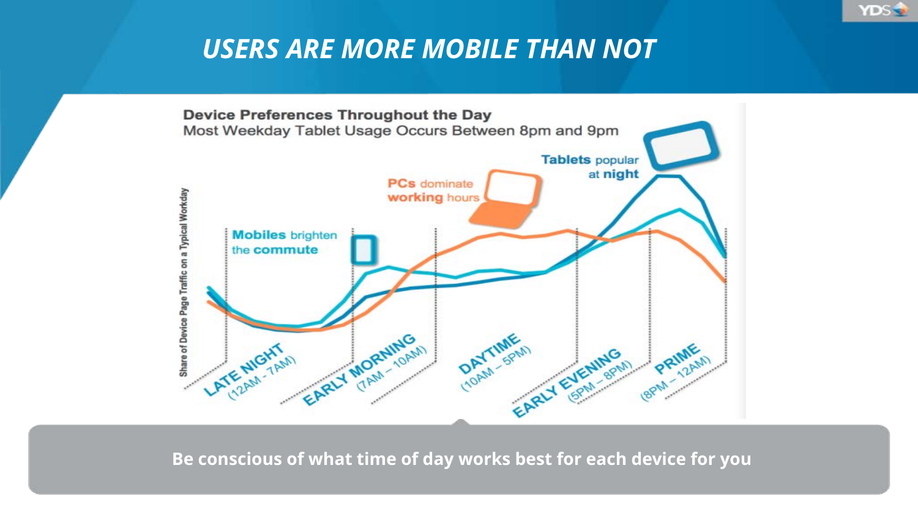# USERS ARE MORE MOBILE THAN NOT

**Device Preferences Throughout the Day**

Most Weekday Tablet Usage Occurs Between 8pm and 9pm

**Mobiles** brighten the **commute**

**PCs** dominate **working** hours

**Tablets** popular at **night**

Share of Device Page Traffic on a Typical Workday

LATE NIGHT (12AM - 7AM)

EARLY MORNING (7AM – 10AM)

DAYTIME (10AM – 5PM)

EARLY EVENING (5PM – 8PM)

PRIME (8PM – 12AM)

**Be conscious of what time of day works best for each device for you**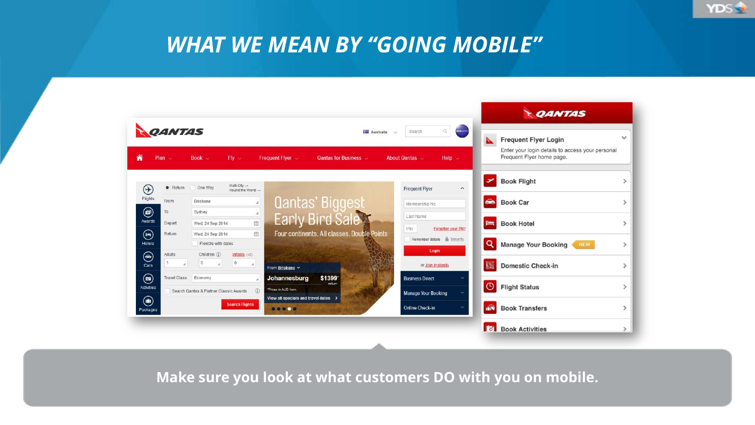# WHAT WE MEAN BY "GOING MOBILE"

Make sure you look at what customers DO with you on mobile.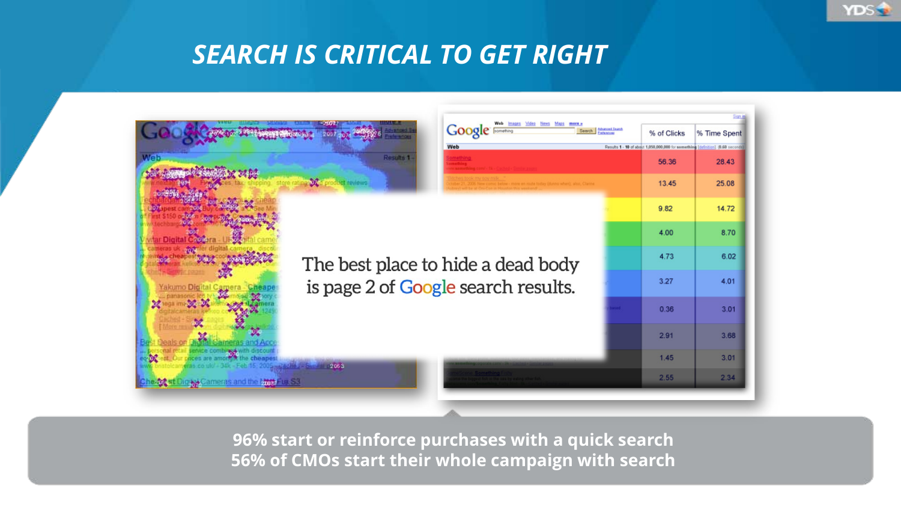# SEARCH IS CRITICAL TO GET RIGHT

The best place to hide a dead body is page 2 of Google search results.

| % of Clicks | % Time Spent |
|---|---|
| 56.36 | 28.43 |
| 13.45 | 25.08 |
| 9.82 | 14.72 |
| 4.00 | 8.70 |
| 4.73 | 6.02 |
| 3.27 | 4.01 |
| 0.36 | 3.01 |
| 2.91 | 3.68 |
| 1.45 | 3.01 |
| 2.55 | 2.34 |

**96% start or reinforce purchases with a quick search**
**56% of CMOs start their whole campaign with search**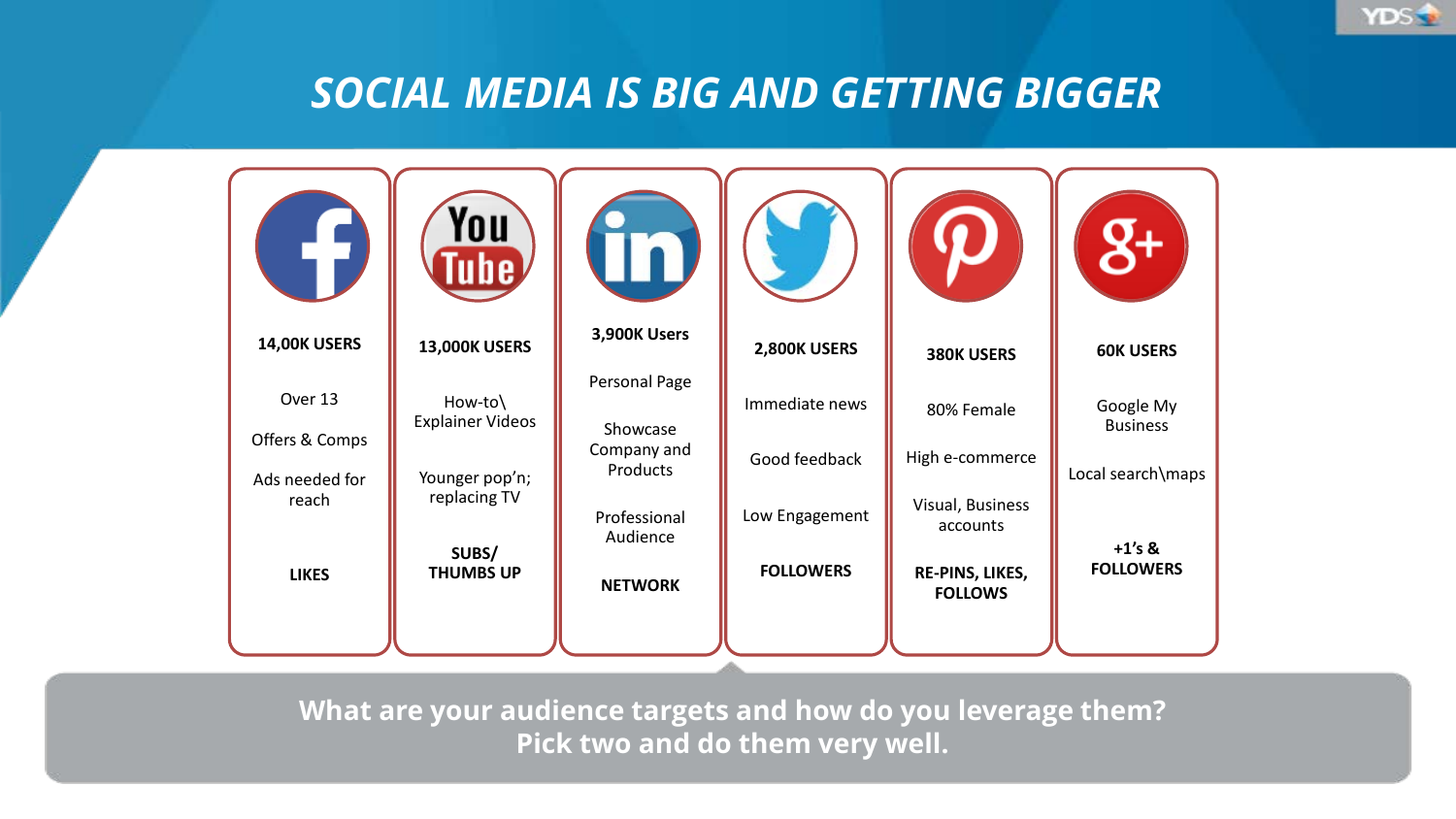# SOCIAL MEDIA IS BIG AND GETTING BIGGER

| Facebook | YouTube | LinkedIn | Twitter | Pinterest | Google+ |
|---|---|---|---|---|---|
| **14,00K USERS** | **13,000K USERS** | **3,900K Users** | **2,800K USERS** | **380K USERS** | **60K USERS** |
| Over 13 | How-to\ Explainer Videos | Personal Page | Immediate news | 80% Female | Google My Business |
| Offers & Comps | Younger pop'n; replacing TV | Showcase Company and Products | Good feedback | High e-commerce | Local search\maps |
| Ads needed for reach | | Professional Audience | Low Engagement | Visual, Business accounts | |
| **LIKES** | **SUBS/ THUMBS UP** | **NETWORK** | **FOLLOWERS** | **RE-PINS, LIKES, FOLLOWS** | **+1's & FOLLOWERS** |

**What are your audience targets and how do you leverage them?**
**Pick two and do them very well.**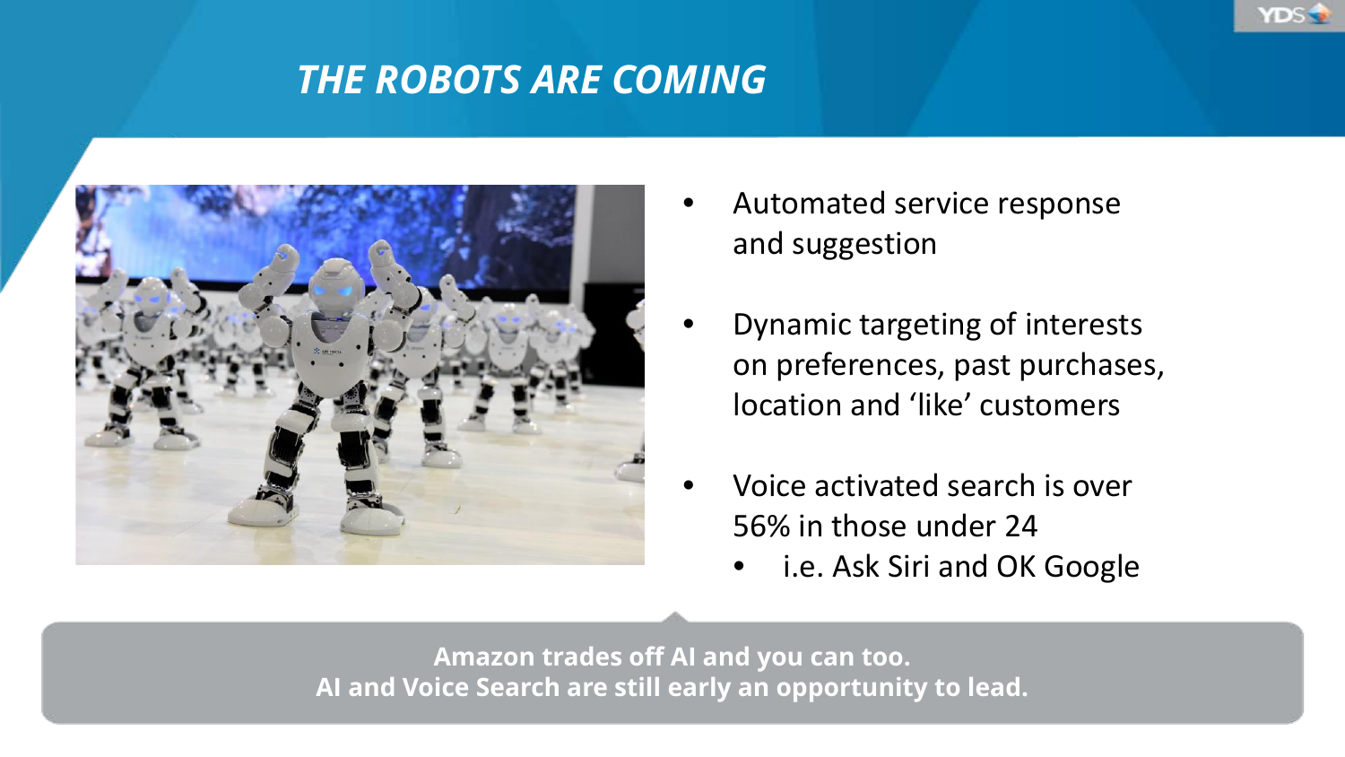# *THE ROBOTS ARE COMING*

- Automated service response and suggestion
- Dynamic targeting of interests on preferences, past purchases, location and 'like' customers
- Voice activated search is over 56% in those under 24
  - i.e. Ask Siri and OK Google

**Amazon trades off AI and you can too.**
**AI and Voice Search are still early an opportunity to lead.**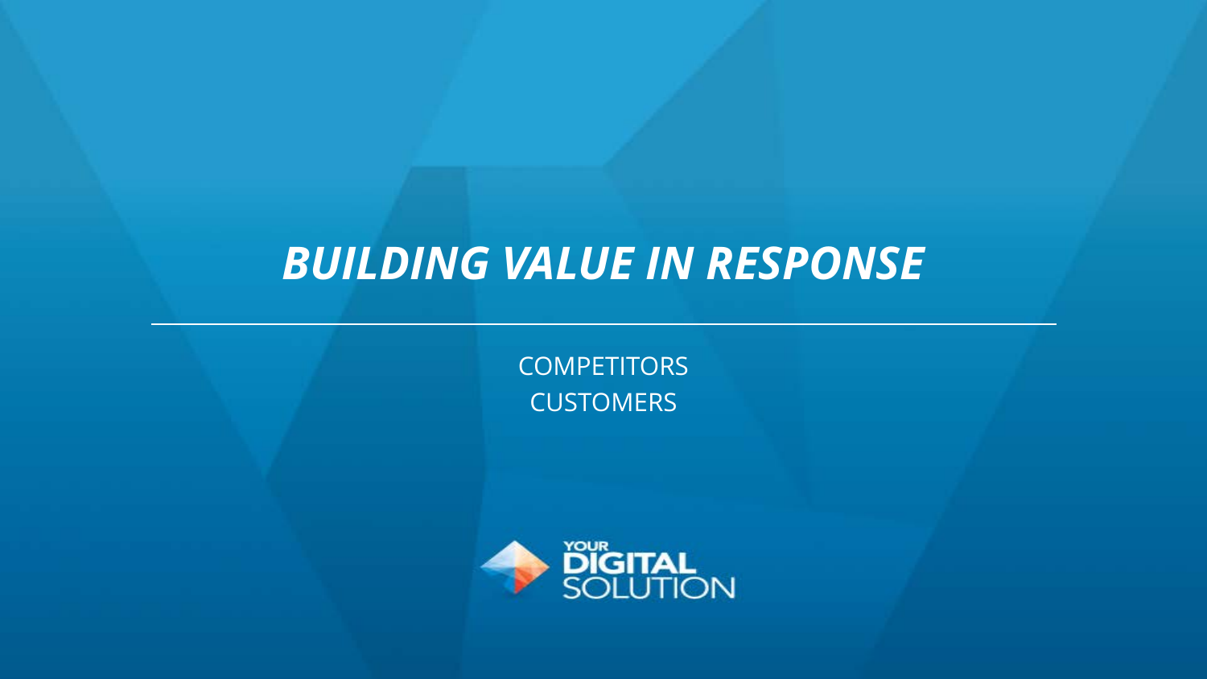# ***BUILDING VALUE IN RESPONSE***

COMPETITORS
CUSTOMERS

YOUR DIGITAL SOLUTION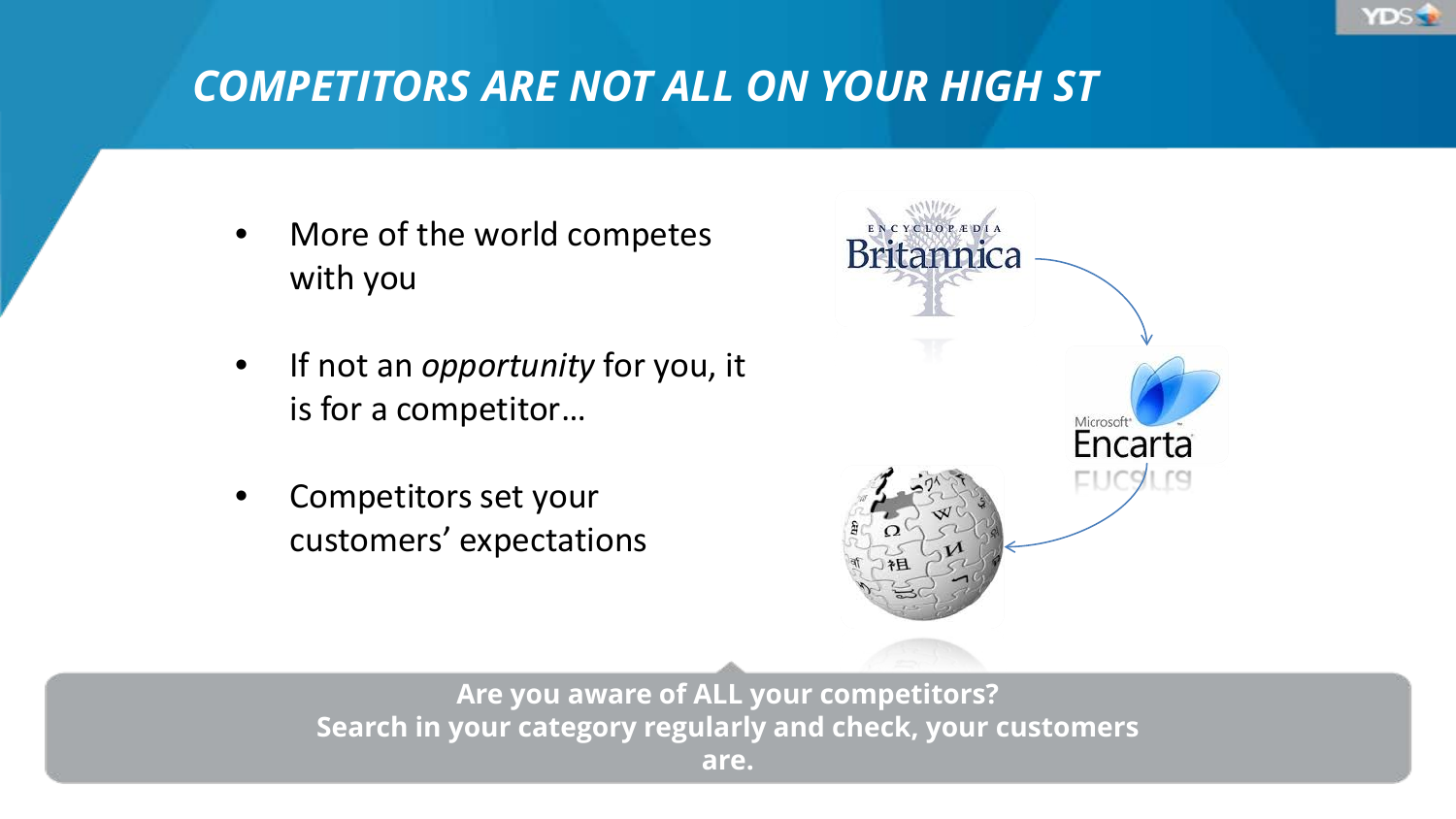# COMPETITORS ARE NOT ALL ON YOUR HIGH ST

- More of the world competes with you
- If not an *opportunity* for you, it is for a competitor…
- Competitors set your customers' expectations

**Are you aware of ALL your competitors?**
**Search in your category regularly and check, your customers are.**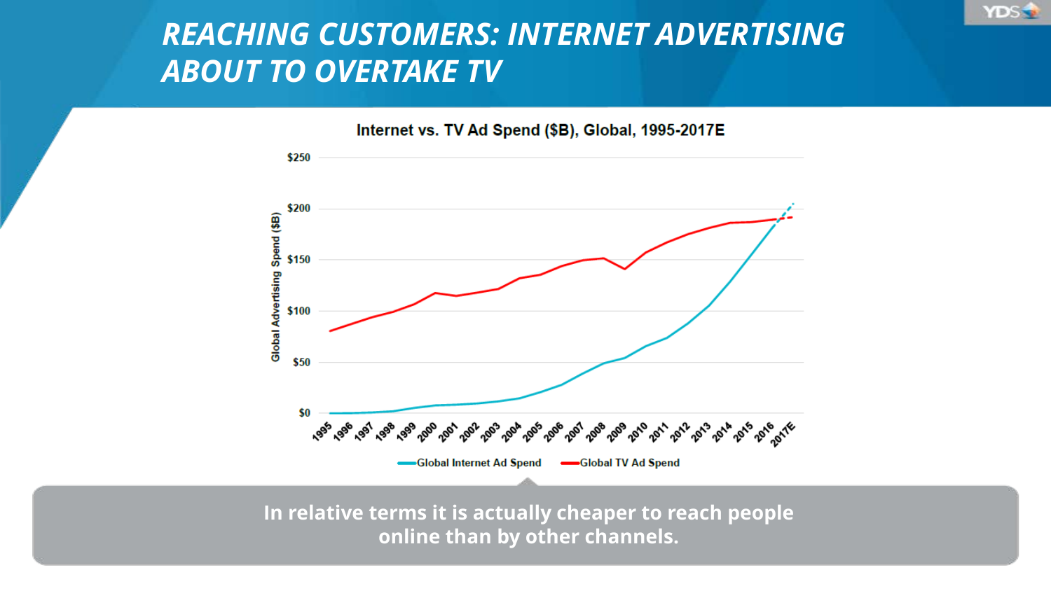# REACHING CUSTOMERS: INTERNET ADVERTISING ABOUT TO OVERTAKE TV

**Internet vs. TV Ad Spend ($B), Global, 1995-2017E**

Global Advertising Spend ($B)

$250, $200, $150, $100, $50, $0

1995, 1996, 1997, 1998, 1999, 2000, 2001, 2002, 2003, 2004, 2005, 2006, 2007, 2008, 2009, 2010, 2011, 2012, 2013, 2014, 2015, 2016, 2017E

Global Internet Ad Spend — Global TV Ad Spend

**In relative terms it is actually cheaper to reach people online than by other channels.**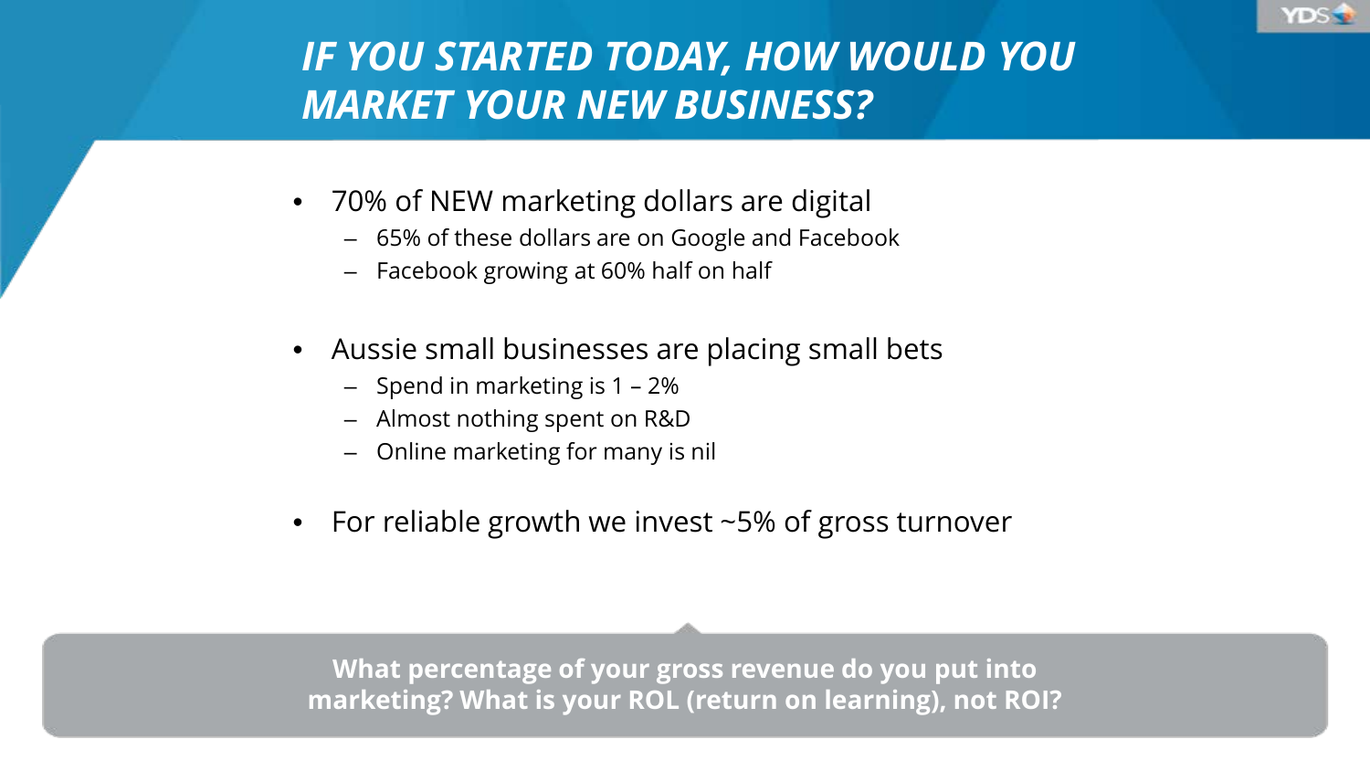# *IF YOU STARTED TODAY, HOW WOULD YOU MARKET YOUR NEW BUSINESS?*

- 70% of NEW marketing dollars are digital
  - 65% of these dollars are on Google and Facebook
  - Facebook growing at 60% half on half
- Aussie small businesses are placing small bets
  - Spend in marketing is 1 – 2%
  - Almost nothing spent on R&D
  - Online marketing for many is nil
- For reliable growth we invest ~5% of gross turnover

**What percentage of your gross revenue do you put into marketing? What is your ROL (return on learning), not ROI?**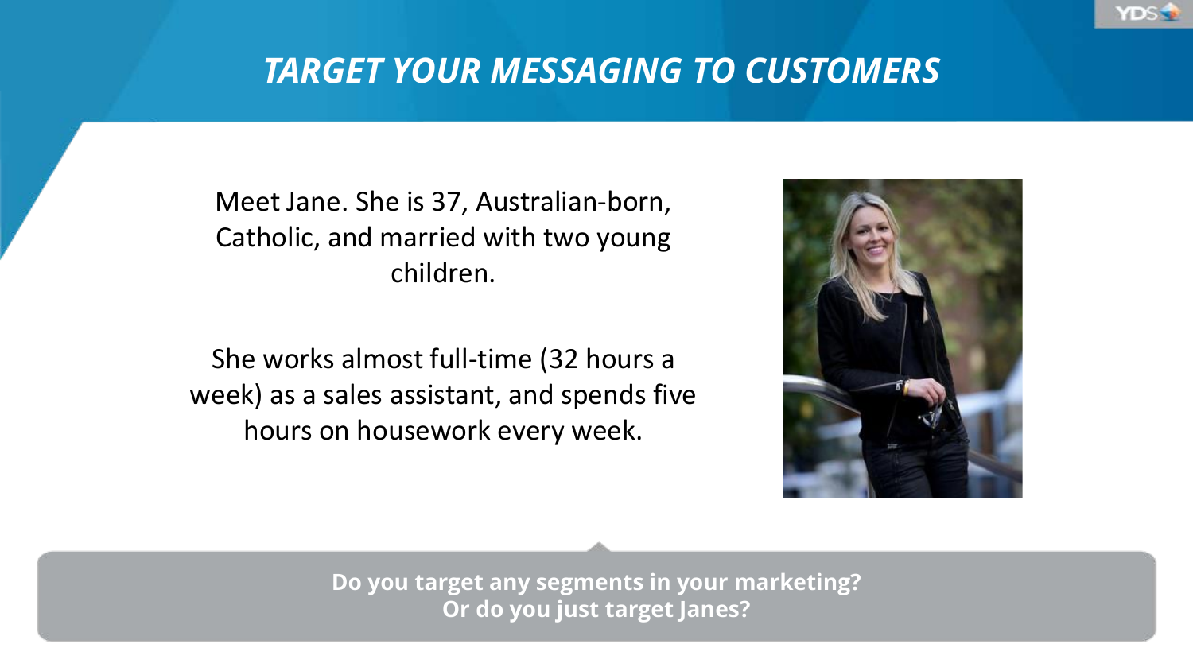# *TARGET YOUR MESSAGING TO CUSTOMERS*

Meet Jane. She is 37, Australian-born, Catholic, and married with two young children.

She works almost full-time (32 hours a week) as a sales assistant, and spends five hours on housework every week.

**Do you target any segments in your marketing?**
**Or do you just target Janes?**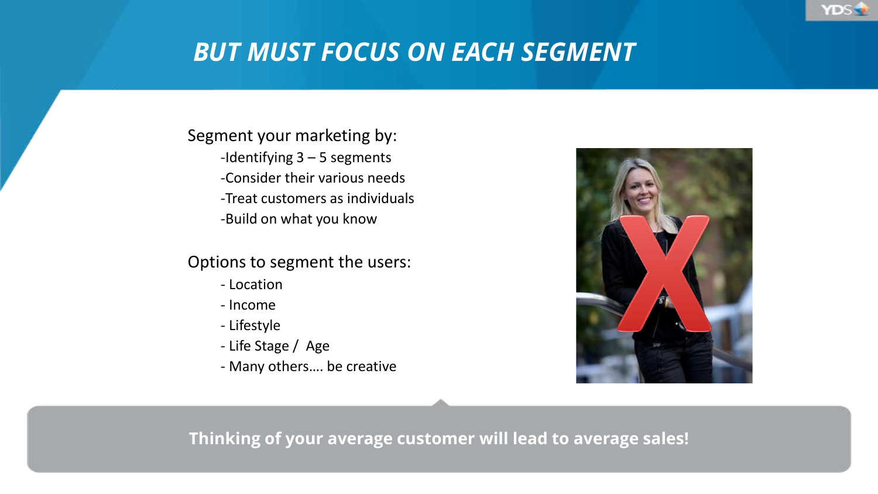# BUT MUST FOCUS ON EACH SEGMENT

Segment your marketing by:

- Identifying 3 – 5 segments
- Consider their various needs
- Treat customers as individuals
- Build on what you know

Options to segment the users:

- Location
- Income
- Lifestyle
- Life Stage / Age
- Many others…. be creative

**Thinking of your average customer will lead to average sales!**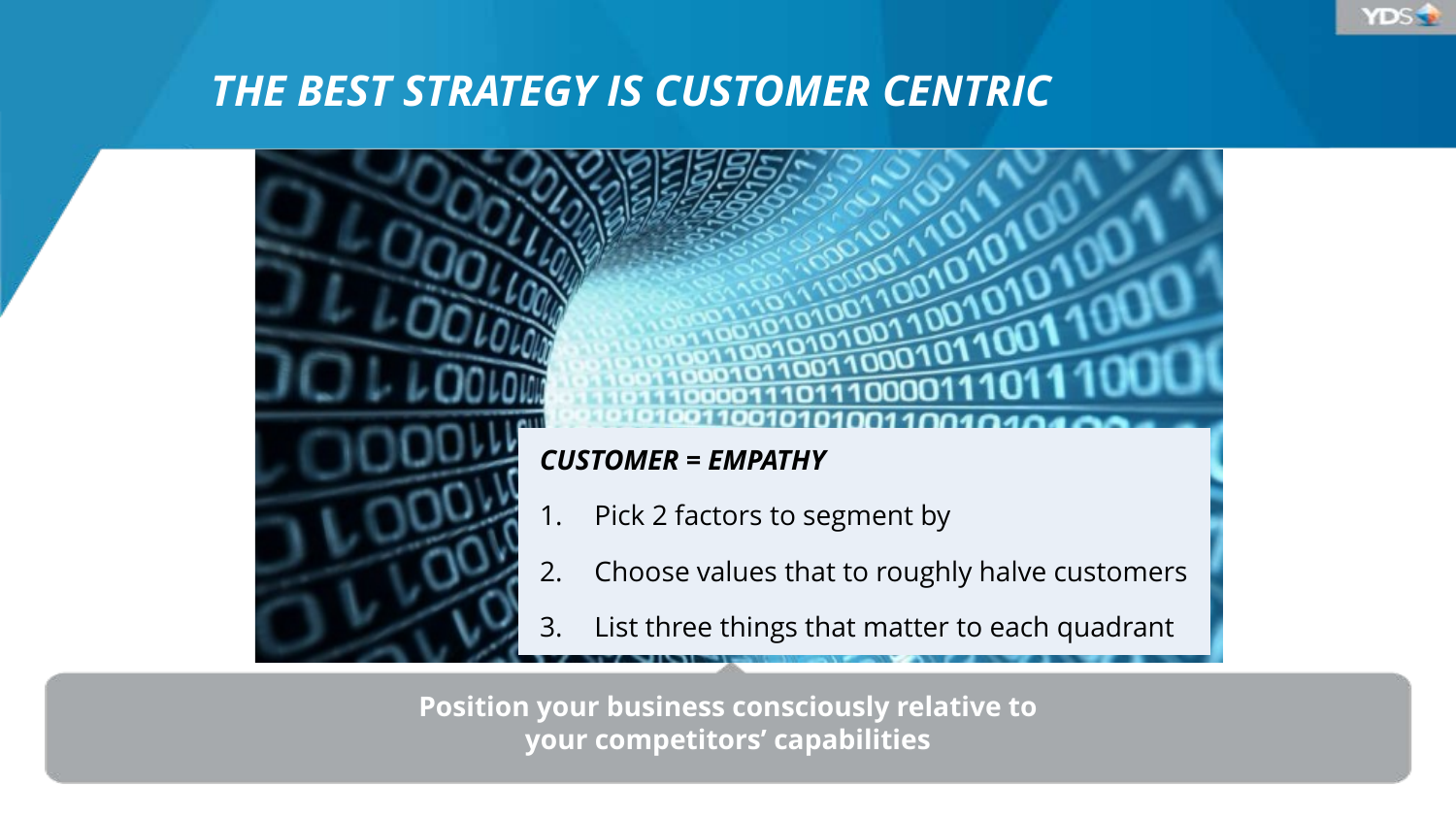# *THE BEST STRATEGY IS CUSTOMER CENTRIC*

***CUSTOMER = EMPATHY***

1. Pick 2 factors to segment by
2. Choose values that to roughly halve customers
3. List three things that matter to each quadrant

**Position your business consciously relative to your competitors' capabilities**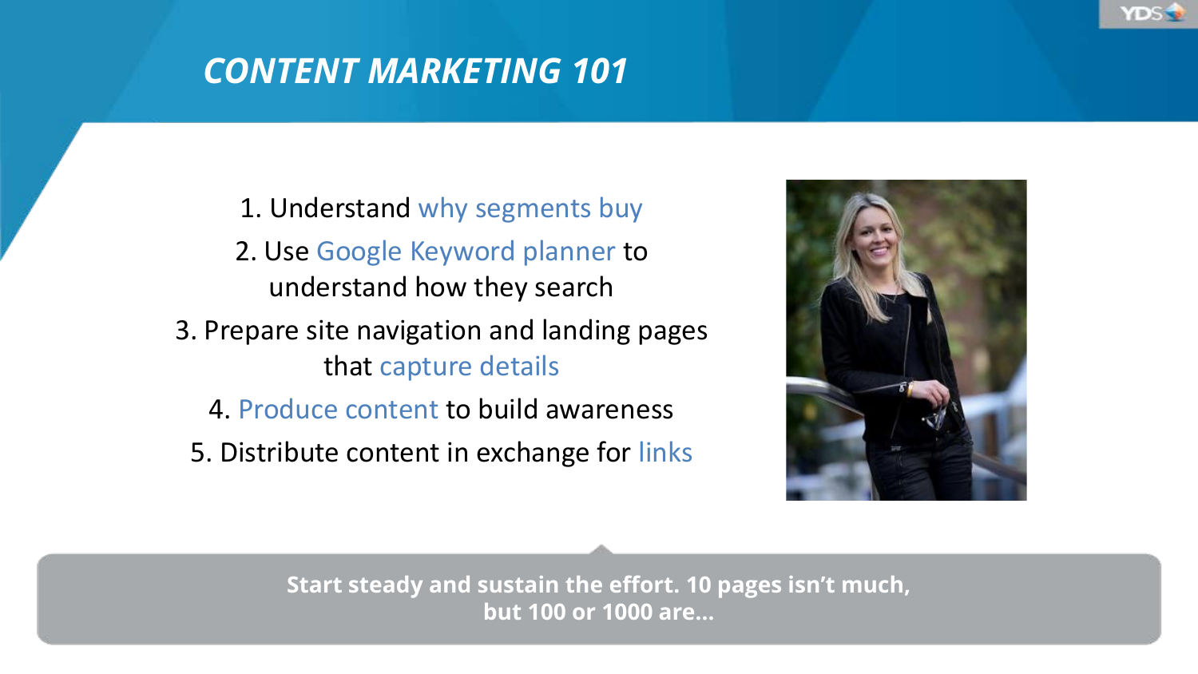# CONTENT MARKETING 101

1. Understand why segments buy
2. Use Google Keyword planner to understand how they search
3. Prepare site navigation and landing pages that capture details
4. Produce content to build awareness
5. Distribute content in exchange for links

**Start steady and sustain the effort. 10 pages isn't much, but 100 or 1000 are…**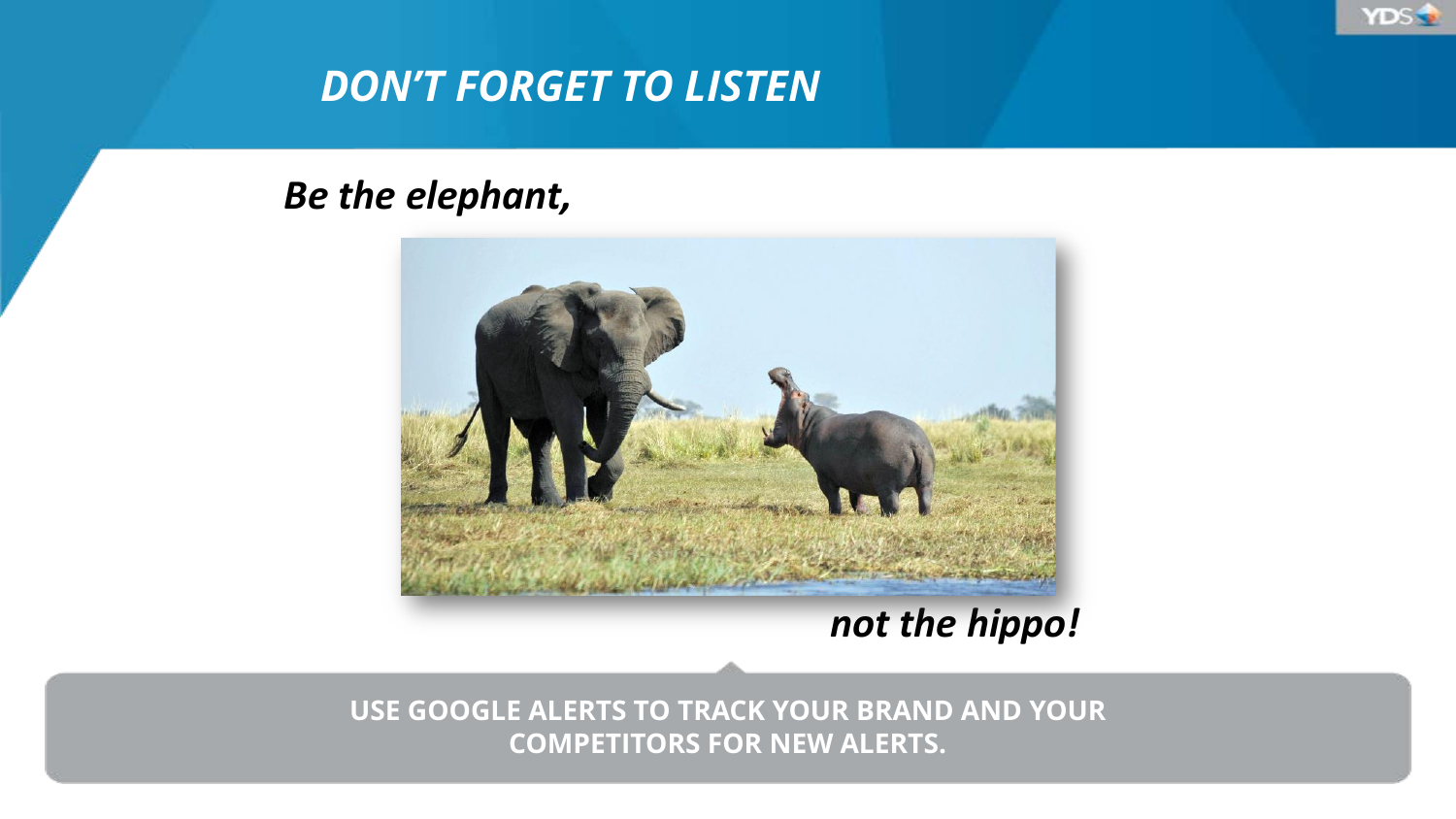# *DON'T FORGET TO LISTEN*

***Be the elephant,***

***not the hippo!***

**USE GOOGLE ALERTS TO TRACK YOUR BRAND AND YOUR COMPETITORS FOR NEW ALERTS.**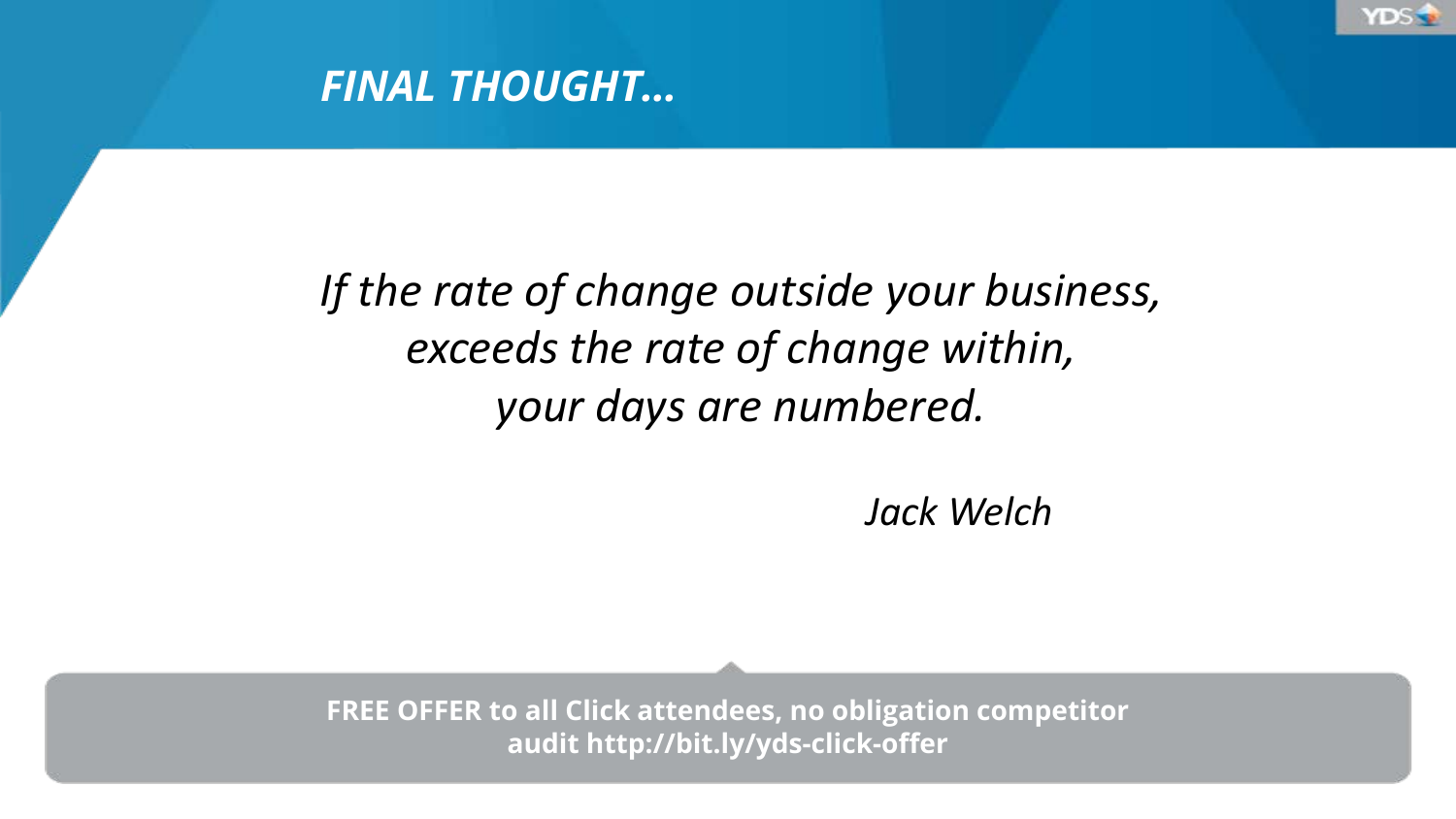## *FINAL THOUGHT…*

*If the rate of change outside your business,*
*exceeds the rate of change within,*
*your days are numbered.*

*Jack Welch*

**FREE OFFER to all Click attendees, no obligation competitor audit http://bit.ly/yds-click-offer**